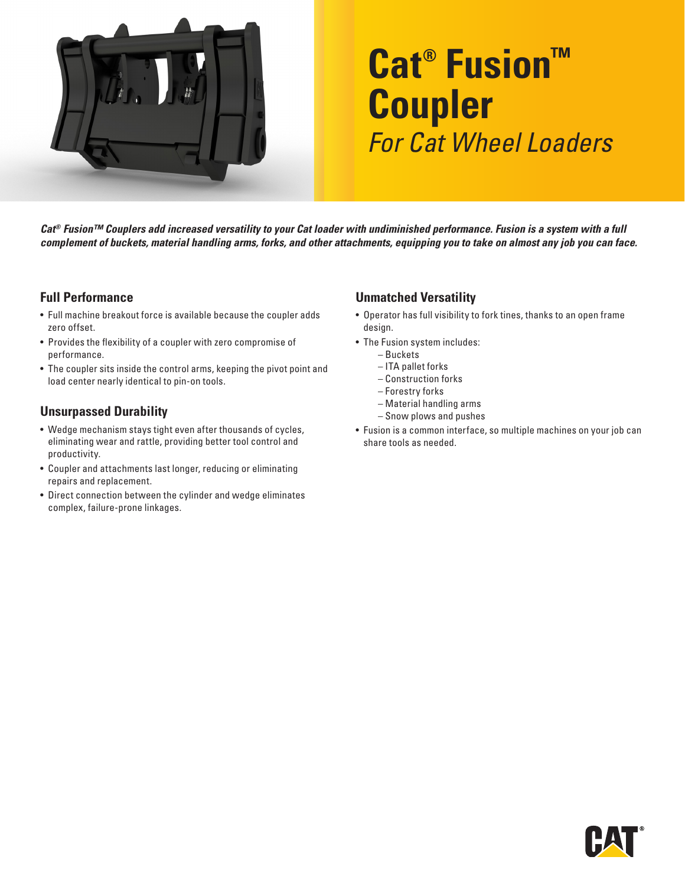# Cat® Fusion™ Coupler

*For Cat Wheel Loaders*

***Cat® Fusion™ Couplers add increased versatility to your Cat loader with undiminished performance. Fusion is a system with a full complement of buckets, material handling arms, forks, and other attachments, equipping you to take on almost any job you can face.***

## Full Performance

- Full machine breakout force is available because the coupler adds zero offset.
- Provides the flexibility of a coupler with zero compromise of performance.
- The coupler sits inside the control arms, keeping the pivot point and load center nearly identical to pin-on tools.

## Unsurpassed Durability

- Wedge mechanism stays tight even after thousands of cycles, eliminating wear and rattle, providing better tool control and productivity.
- Coupler and attachments last longer, reducing or eliminating repairs and replacement.
- Direct connection between the cylinder and wedge eliminates complex, failure-prone linkages.

## Unmatched Versatility

- Operator has full visibility to fork tines, thanks to an open frame design.
- The Fusion system includes:
  - Buckets
  - ITA pallet forks
  - Construction forks
  - Forestry forks
  - Material handling arms
  - Snow plows and pushes
- Fusion is a common interface, so multiple machines on your job can share tools as needed.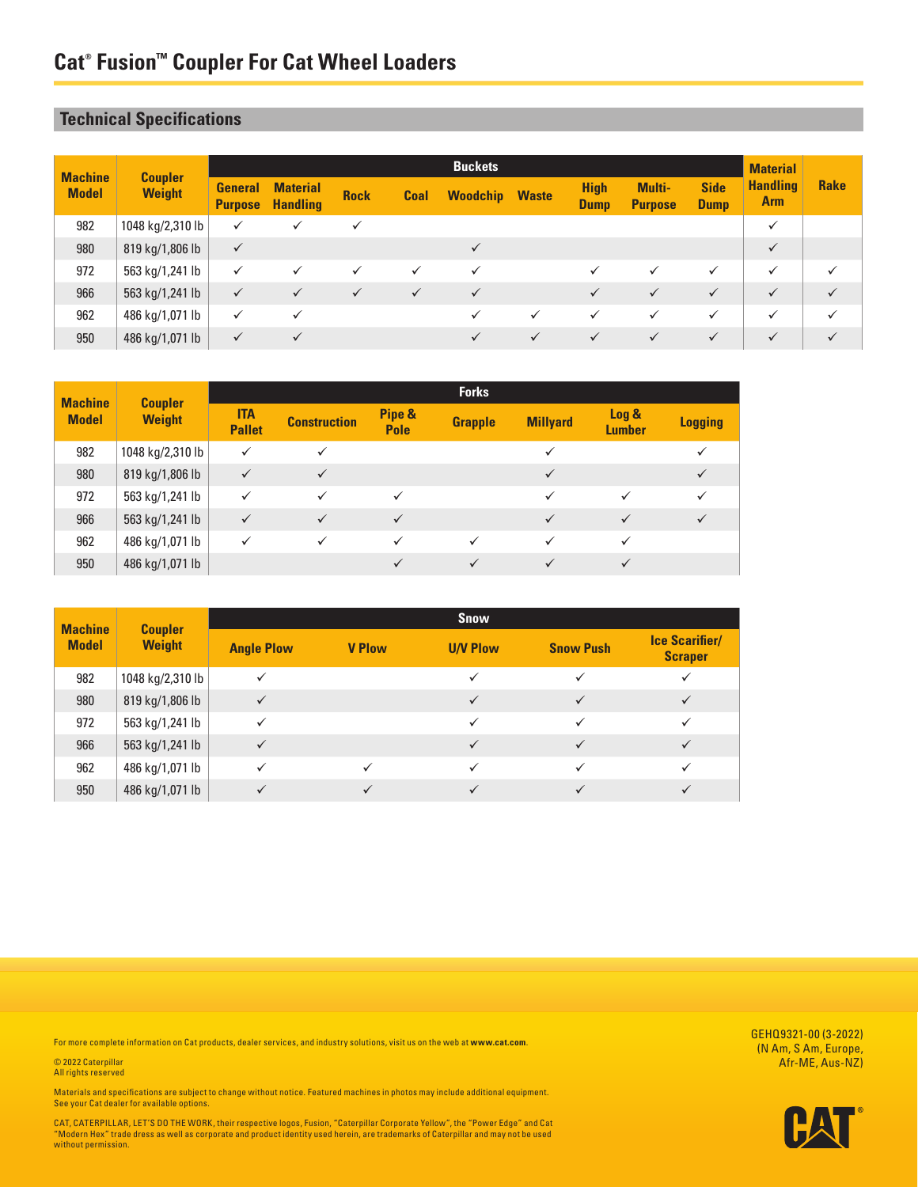# Cat® Fusion™ Coupler For Cat Wheel Loaders

## Technical Specifications

| Machine Model | Coupler Weight | Buckets | | | | | | | | | Material Handling Arm | Rake |
|---|---|---|---|---|---|---|---|---|---|---|---|---|
| | | General Purpose | Material Handling | Rock | Coal | Woodchip | Waste | High Dump | Multi-Purpose | Side Dump | | |
| 982 | 1048 kg/2,310 lb | ✓ | ✓ | ✓ | | | | | | | ✓ | |
| 980 | 819 kg/1,806 lb | ✓ | | | | ✓ | | | | | ✓ | |
| 972 | 563 kg/1,241 lb | ✓ | ✓ | ✓ | ✓ | ✓ | | ✓ | ✓ | ✓ | ✓ | ✓ |
| 966 | 563 kg/1,241 lb | ✓ | ✓ | ✓ | ✓ | ✓ | | ✓ | ✓ | ✓ | ✓ | ✓ |
| 962 | 486 kg/1,071 lb | ✓ | ✓ | | | ✓ | ✓ | ✓ | ✓ | ✓ | ✓ | ✓ |
| 950 | 486 kg/1,071 lb | ✓ | ✓ | | | ✓ | ✓ | ✓ | ✓ | ✓ | ✓ | ✓ |

| Machine Model | Coupler Weight | Forks | | | | | | |
|---|---|---|---|---|---|---|---|---|
| | | ITA Pallet | Construction | Pipe & Pole | Grapple | Millyard | Log & Lumber | Logging |
| 982 | 1048 kg/2,310 lb | ✓ | ✓ | | | ✓ | | ✓ |
| 980 | 819 kg/1,806 lb | ✓ | ✓ | | | ✓ | | ✓ |
| 972 | 563 kg/1,241 lb | ✓ | ✓ | ✓ | | ✓ | ✓ | ✓ |
| 966 | 563 kg/1,241 lb | ✓ | ✓ | ✓ | | ✓ | ✓ | ✓ |
| 962 | 486 kg/1,071 lb | ✓ | ✓ | ✓ | ✓ | ✓ | ✓ | |
| 950 | 486 kg/1,071 lb | | | ✓ | ✓ | ✓ | ✓ | |

| Machine Model | Coupler Weight | Snow | | | | |
|---|---|---|---|---|---|---|
| | | Angle Plow | V Plow | U/V Plow | Snow Push | Ice Scarifier/ Scraper |
| 982 | 1048 kg/2,310 lb | ✓ | | ✓ | ✓ | ✓ |
| 980 | 819 kg/1,806 lb | ✓ | | ✓ | ✓ | ✓ |
| 972 | 563 kg/1,241 lb | ✓ | | ✓ | ✓ | ✓ |
| 966 | 563 kg/1,241 lb | ✓ | | ✓ | ✓ | ✓ |
| 962 | 486 kg/1,071 lb | ✓ | ✓ | ✓ | ✓ | ✓ |
| 950 | 486 kg/1,071 lb | ✓ | ✓ | ✓ | ✓ | ✓ |

For more complete information on Cat products, dealer services, and industry solutions, visit us on the web at **www.cat.com**.

© 2022 Caterpillar
All rights reserved

Materials and specifications are subject to change without notice. Featured machines in photos may include additional equipment. See your Cat dealer for available options.

CAT, CATERPILLAR, LET'S DO THE WORK, their respective logos, Fusion, "Caterpillar Corporate Yellow", the "Power Edge" and Cat "Modern Hex" trade dress as well as corporate and product identity used herein, are trademarks of Caterpillar and may not be used without permission.

GEHQ9321-00 (3-2022)
(N Am, S Am, Europe, Afr-ME, Aus-NZ)